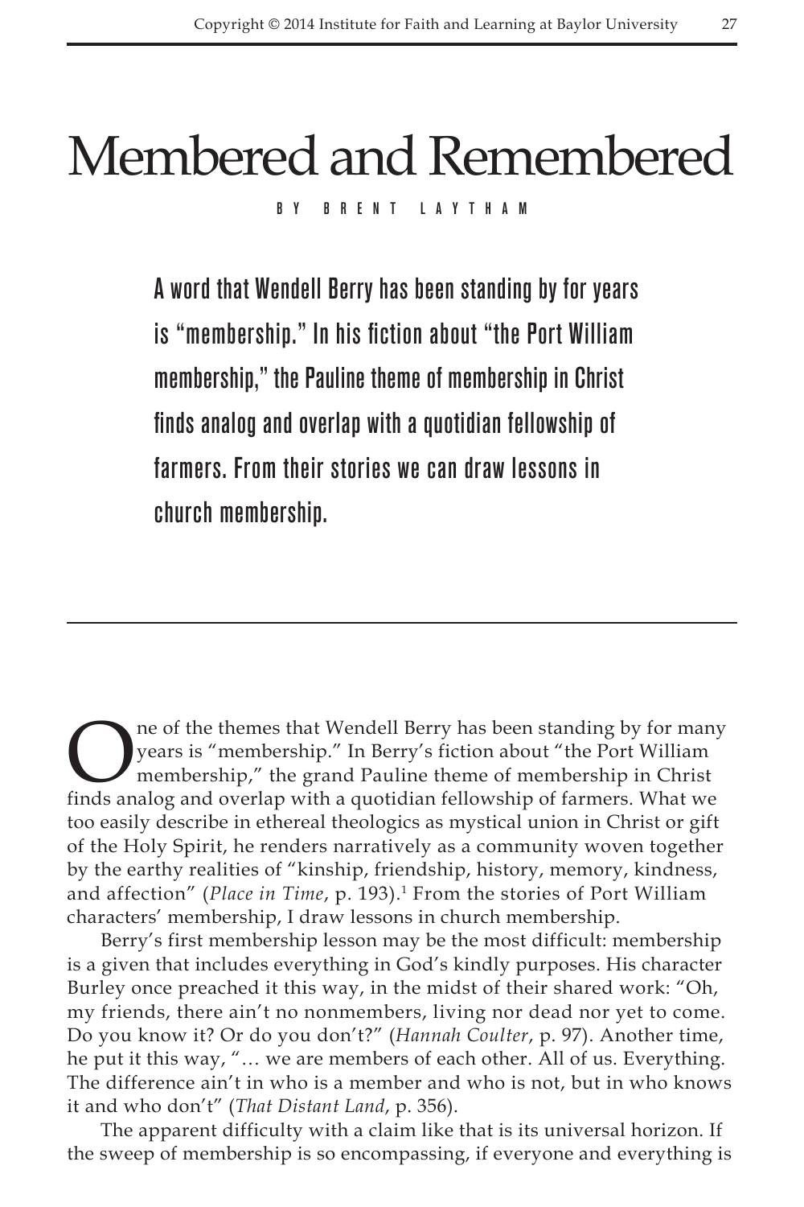# Membered and Remembered

BY BRENT LAYTHAM

**A word that Wendell Berry has been standing by for years is "membership." In his fiction about "the Port William membership," the Pauline theme of membership in Christ finds analog and overlap with a quotidian fellowship of farmers. From their stories we can draw lessons in church membership.**

---

One of the themes that Wendell Berry has been standing by for many years is "membership." In Berry's fiction about "the Port William membership," the grand Pauline theme of membership in Christ finds analog and overlap with a quotidian fellowship of farmers. What we too easily describe in ethereal theologics as mystical union in Christ or gift of the Holy Spirit, he renders narratively as a community woven together by the earthy realities of "kinship, friendship, history, memory, kindness, and affection" (*Place in Time*, p. 193).[1] From the stories of Port William characters' membership, I draw lessons in church membership.

Berry's first membership lesson may be the most difficult: membership is a given that includes everything in God's kindly purposes. His character Burley once preached it this way, in the midst of their shared work: "Oh, my friends, there ain't no nonmembers, living nor dead nor yet to come. Do you know it? Or do you don't?" (*Hannah Coulter*, p. 97). Another time, he put it this way, "… we are members of each other. All of us. Everything. The difference ain't in who is a member and who is not, but in who knows it and who don't" (*That Distant Land*, p. 356).

The apparent difficulty with a claim like that is its universal horizon. If the sweep of membership is so encompassing, if everyone and everything is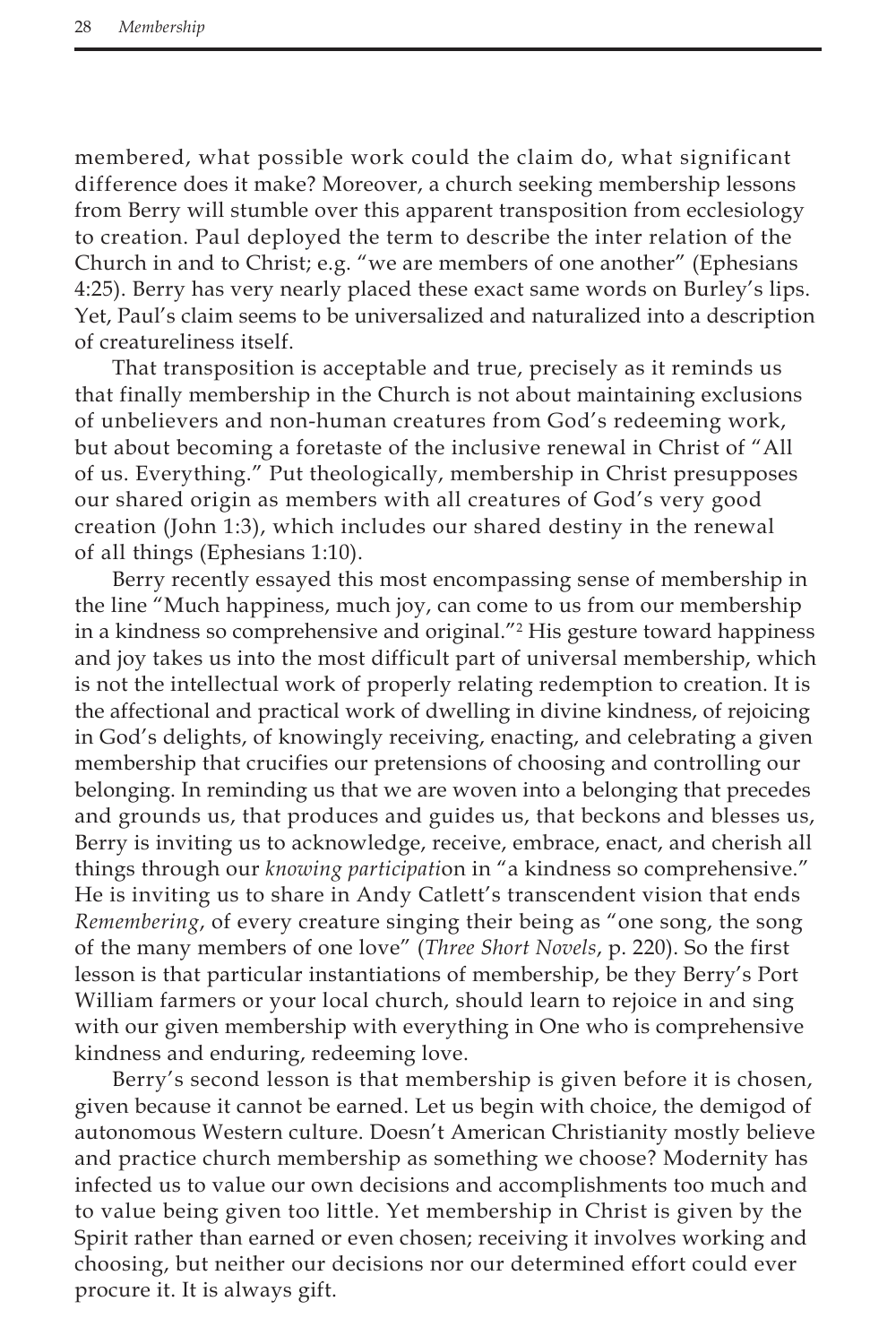membered, what possible work could the claim do, what significant difference does it make? Moreover, a church seeking membership lessons from Berry will stumble over this apparent transposition from ecclesiology to creation. Paul deployed the term to describe the inter relation of the Church in and to Christ; e.g. "we are members of one another" (Ephesians 4:25). Berry has very nearly placed these exact same words on Burley's lips. Yet, Paul's claim seems to be universalized and naturalized into a description of creatureliness itself.

That transposition is acceptable and true, precisely as it reminds us that finally membership in the Church is not about maintaining exclusions of unbelievers and non-human creatures from God's redeeming work, but about becoming a foretaste of the inclusive renewal in Christ of "All of us. Everything." Put theologically, membership in Christ presupposes our shared origin as members with all creatures of God's very good creation (John 1:3), which includes our shared destiny in the renewal of all things (Ephesians 1:10).

Berry recently essayed this most encompassing sense of membership in the line "Much happiness, much joy, can come to us from our membership in a kindness so comprehensive and original."[2] His gesture toward happiness and joy takes us into the most difficult part of universal membership, which is not the intellectual work of properly relating redemption to creation. It is the affectional and practical work of dwelling in divine kindness, of rejoicing in God's delights, of knowingly receiving, enacting, and celebrating a given membership that crucifies our pretensions of choosing and controlling our belonging. In reminding us that we are woven into a belonging that precedes and grounds us, that produces and guides us, that beckons and blesses us, Berry is inviting us to acknowledge, receive, embrace, enact, and cherish all things through our *knowing participati*on in "a kindness so comprehensive." He is inviting us to share in Andy Catlett's transcendent vision that ends *Remembering*, of every creature singing their being as "one song, the song of the many members of one love" (*Three Short Novels*, p. 220). So the first lesson is that particular instantiations of membership, be they Berry's Port William farmers or your local church, should learn to rejoice in and sing with our given membership with everything in One who is comprehensive kindness and enduring, redeeming love.

Berry's second lesson is that membership is given before it is chosen, given because it cannot be earned. Let us begin with choice, the demigod of autonomous Western culture. Doesn't American Christianity mostly believe and practice church membership as something we choose? Modernity has infected us to value our own decisions and accomplishments too much and to value being given too little. Yet membership in Christ is given by the Spirit rather than earned or even chosen; receiving it involves working and choosing, but neither our decisions nor our determined effort could ever procure it. It is always gift.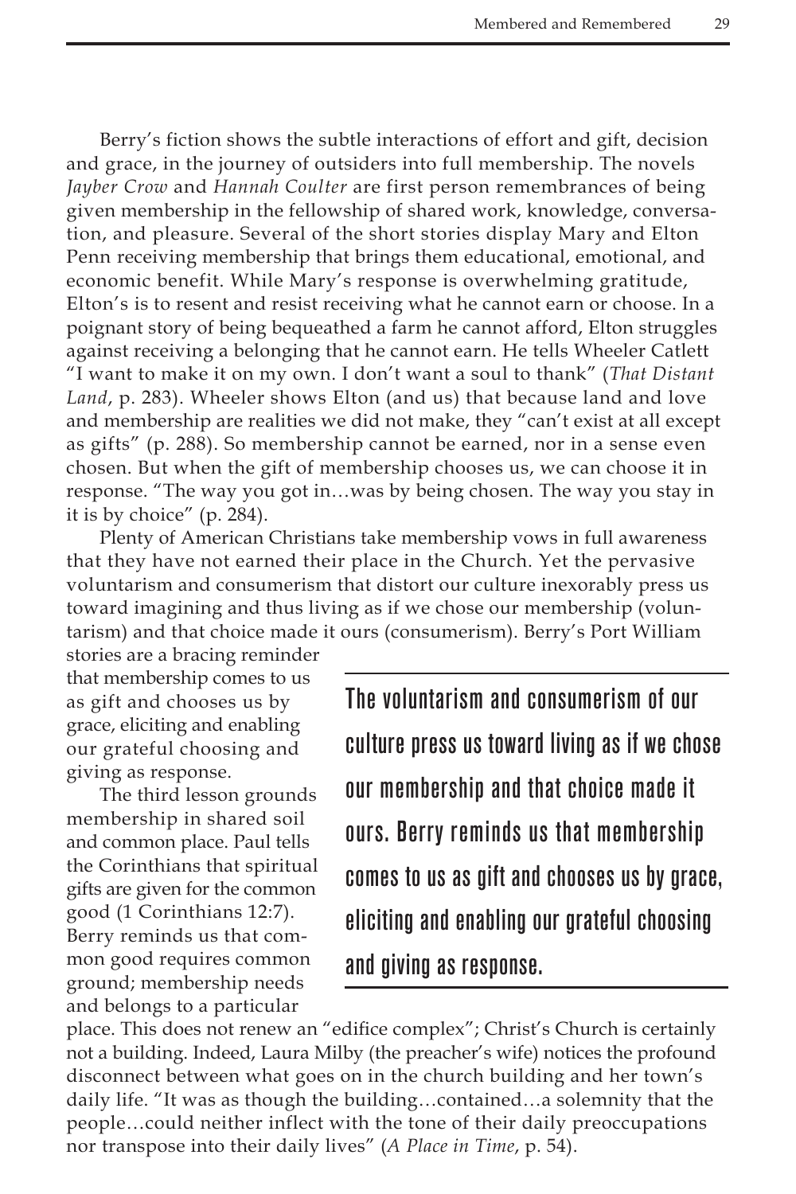Berry's fiction shows the subtle interactions of effort and gift, decision and grace, in the journey of outsiders into full membership. The novels *Jayber Crow* and *Hannah Coulter* are first person remembrances of being given membership in the fellowship of shared work, knowledge, conversation, and pleasure. Several of the short stories display Mary and Elton Penn receiving membership that brings them educational, emotional, and economic benefit. While Mary's response is overwhelming gratitude, Elton's is to resent and resist receiving what he cannot earn or choose. In a poignant story of being bequeathed a farm he cannot afford, Elton struggles against receiving a belonging that he cannot earn. He tells Wheeler Catlett "I want to make it on my own. I don't want a soul to thank" (*That Distant Land*, p. 283). Wheeler shows Elton (and us) that because land and love and membership are realities we did not make, they "can't exist at all except as gifts" (p. 288). So membership cannot be earned, nor in a sense even chosen. But when the gift of membership chooses us, we can choose it in response. "The way you got in…was by being chosen. The way you stay in it is by choice" (p. 284).

Plenty of American Christians take membership vows in full awareness that they have not earned their place in the Church. Yet the pervasive voluntarism and consumerism that distort our culture inexorably press us toward imagining and thus living as if we chose our membership (voluntarism) and that choice made it ours (consumerism). Berry's Port William stories are a bracing reminder that membership comes to us as gift and chooses us by grace, eliciting and enabling our grateful choosing and giving as response.

> **The voluntarism and consumerism of our culture press us toward living as if we chose our membership and that choice made it ours. Berry reminds us that membership comes to us as gift and chooses us by grace, eliciting and enabling our grateful choosing and giving as response.**

The third lesson grounds membership in shared soil and common place. Paul tells the Corinthians that spiritual gifts are given for the common good (1 Corinthians 12:7). Berry reminds us that common good requires common ground; membership needs and belongs to a particular place. This does not renew an "edifice complex"; Christ's Church is certainly not a building. Indeed, Laura Milby (the preacher's wife) notices the profound disconnect between what goes on in the church building and her town's daily life. "It was as though the building…contained…a solemnity that the people…could neither inflect with the tone of their daily preoccupations nor transpose into their daily lives" (*A Place in Time*, p. 54).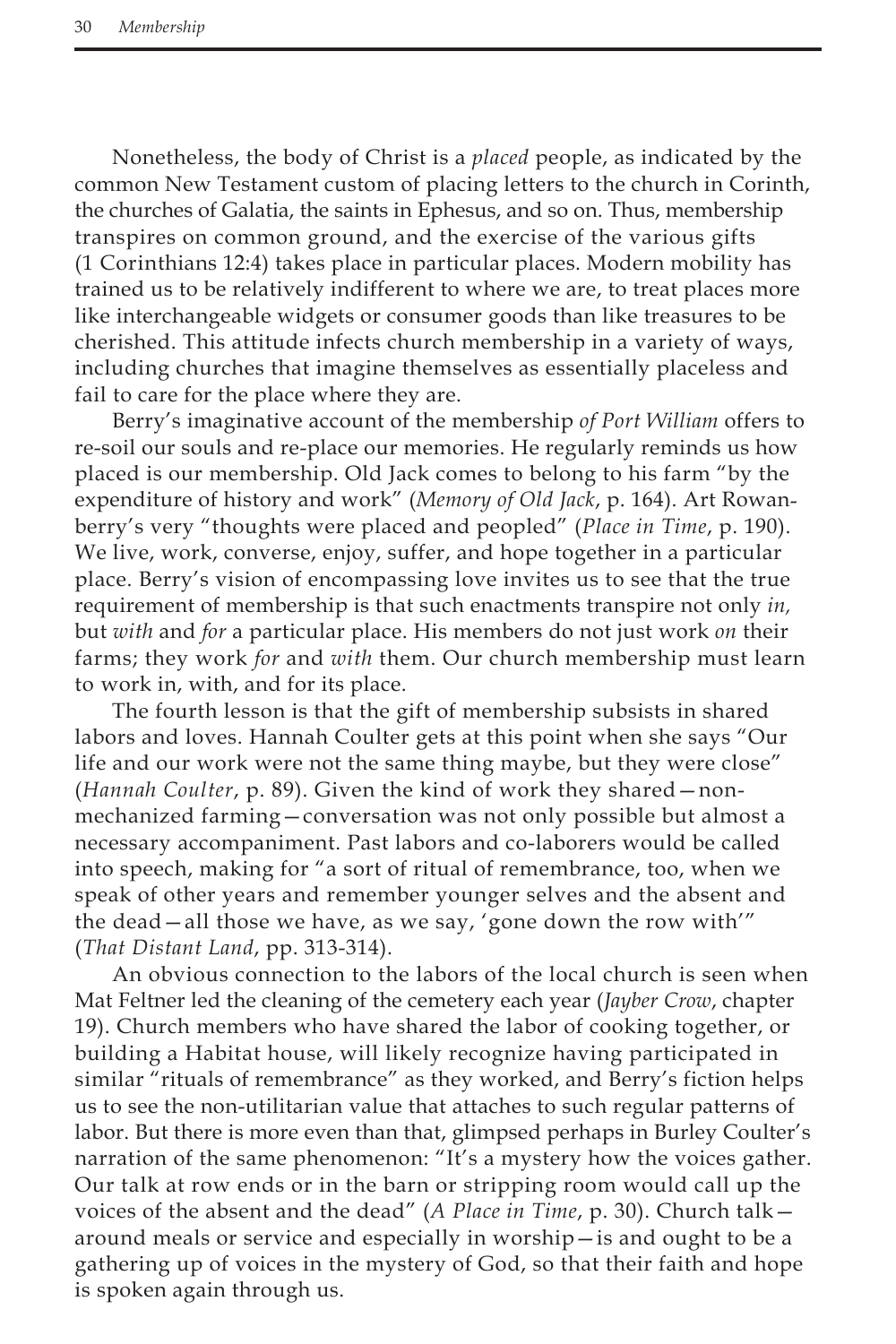Nonetheless, the body of Christ is a *placed* people, as indicated by the common New Testament custom of placing letters to the church in Corinth, the churches of Galatia, the saints in Ephesus, and so on. Thus, membership transpires on common ground, and the exercise of the various gifts (1 Corinthians 12:4) takes place in particular places. Modern mobility has trained us to be relatively indifferent to where we are, to treat places more like interchangeable widgets or consumer goods than like treasures to be cherished. This attitude infects church membership in a variety of ways, including churches that imagine themselves as essentially placeless and fail to care for the place where they are.

Berry's imaginative account of the membership *of Port William* offers to re-soil our souls and re-place our memories. He regularly reminds us how placed is our membership. Old Jack comes to belong to his farm "by the expenditure of history and work" (*Memory of Old Jack*, p. 164). Art Rowanberry's very "thoughts were placed and peopled" (*Place in Time*, p. 190). We live, work, converse, enjoy, suffer, and hope together in a particular place. Berry's vision of encompassing love invites us to see that the true requirement of membership is that such enactments transpire not only *in,* but *with* and *for* a particular place. His members do not just work *on* their farms; they work *for* and *with* them. Our church membership must learn to work in, with, and for its place.

The fourth lesson is that the gift of membership subsists in shared labors and loves. Hannah Coulter gets at this point when she says "Our life and our work were not the same thing maybe, but they were close" (*Hannah Coulter*, p. 89). Given the kind of work they shared—non-mechanized farming—conversation was not only possible but almost a necessary accompaniment. Past labors and co-laborers would be called into speech, making for "a sort of ritual of remembrance, too, when we speak of other years and remember younger selves and the absent and the dead—all those we have, as we say, 'gone down the row with'" (*That Distant Land*, pp. 313-314).

An obvious connection to the labors of the local church is seen when Mat Feltner led the cleaning of the cemetery each year (*Jayber Crow*, chapter 19). Church members who have shared the labor of cooking together, or building a Habitat house, will likely recognize having participated in similar "rituals of remembrance" as they worked, and Berry's fiction helps us to see the non-utilitarian value that attaches to such regular patterns of labor. But there is more even than that, glimpsed perhaps in Burley Coulter's narration of the same phenomenon: "It's a mystery how the voices gather. Our talk at row ends or in the barn or stripping room would call up the voices of the absent and the dead" (*A Place in Time*, p. 30). Church talk—around meals or service and especially in worship—is and ought to be a gathering up of voices in the mystery of God, so that their faith and hope is spoken again through us.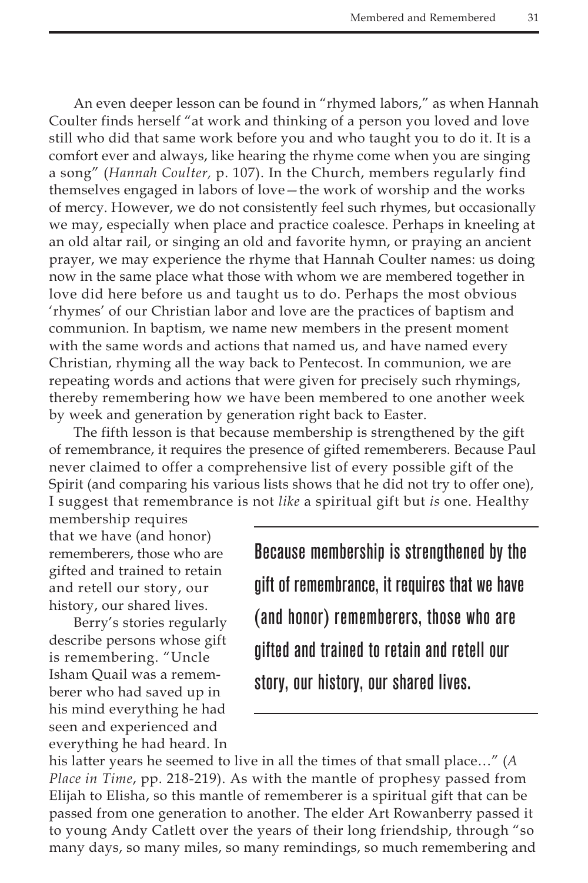An even deeper lesson can be found in "rhymed labors," as when Hannah Coulter finds herself "at work and thinking of a person you loved and love still who did that same work before you and who taught you to do it. It is a comfort ever and always, like hearing the rhyme come when you are singing a song" (*Hannah Coulter,* p. 107). In the Church, members regularly find themselves engaged in labors of love—the work of worship and the works of mercy. However, we do not consistently feel such rhymes, but occasionally we may, especially when place and practice coalesce. Perhaps in kneeling at an old altar rail, or singing an old and favorite hymn, or praying an ancient prayer, we may experience the rhyme that Hannah Coulter names: us doing now in the same place what those with whom we are membered together in love did here before us and taught us to do. Perhaps the most obvious 'rhymes' of our Christian labor and love are the practices of baptism and communion. In baptism, we name new members in the present moment with the same words and actions that named us, and have named every Christian, rhyming all the way back to Pentecost. In communion, we are repeating words and actions that were given for precisely such rhymings, thereby remembering how we have been membered to one another week by week and generation by generation right back to Easter.

The fifth lesson is that because membership is strengthened by the gift of remembrance, it requires the presence of gifted rememberers. Because Paul never claimed to offer a comprehensive list of every possible gift of the Spirit (and comparing his various lists shows that he did not try to offer one), I suggest that remembrance is not *like* a spiritual gift but *is* one. Healthy membership requires that we have (and honor) rememberers, those who are gifted and trained to retain and retell our story, our history, our shared lives.

> **Because membership is strengthened by the gift of remembrance, it requires that we have (and honor) rememberers, those who are gifted and trained to retain and retell our story, our history, our shared lives.**

Berry's stories regularly describe persons whose gift is remembering. "Uncle Isham Quail was a rememberer who had saved up in his mind everything he had seen and experienced and everything he had heard. In his latter years he seemed to live in all the times of that small place…" (*A Place in Time*, pp. 218-219). As with the mantle of prophesy passed from Elijah to Elisha, so this mantle of rememberer is a spiritual gift that can be passed from one generation to another. The elder Art Rowanberry passed it to young Andy Catlett over the years of their long friendship, through "so many days, so many miles, so many remindings, so much remembering and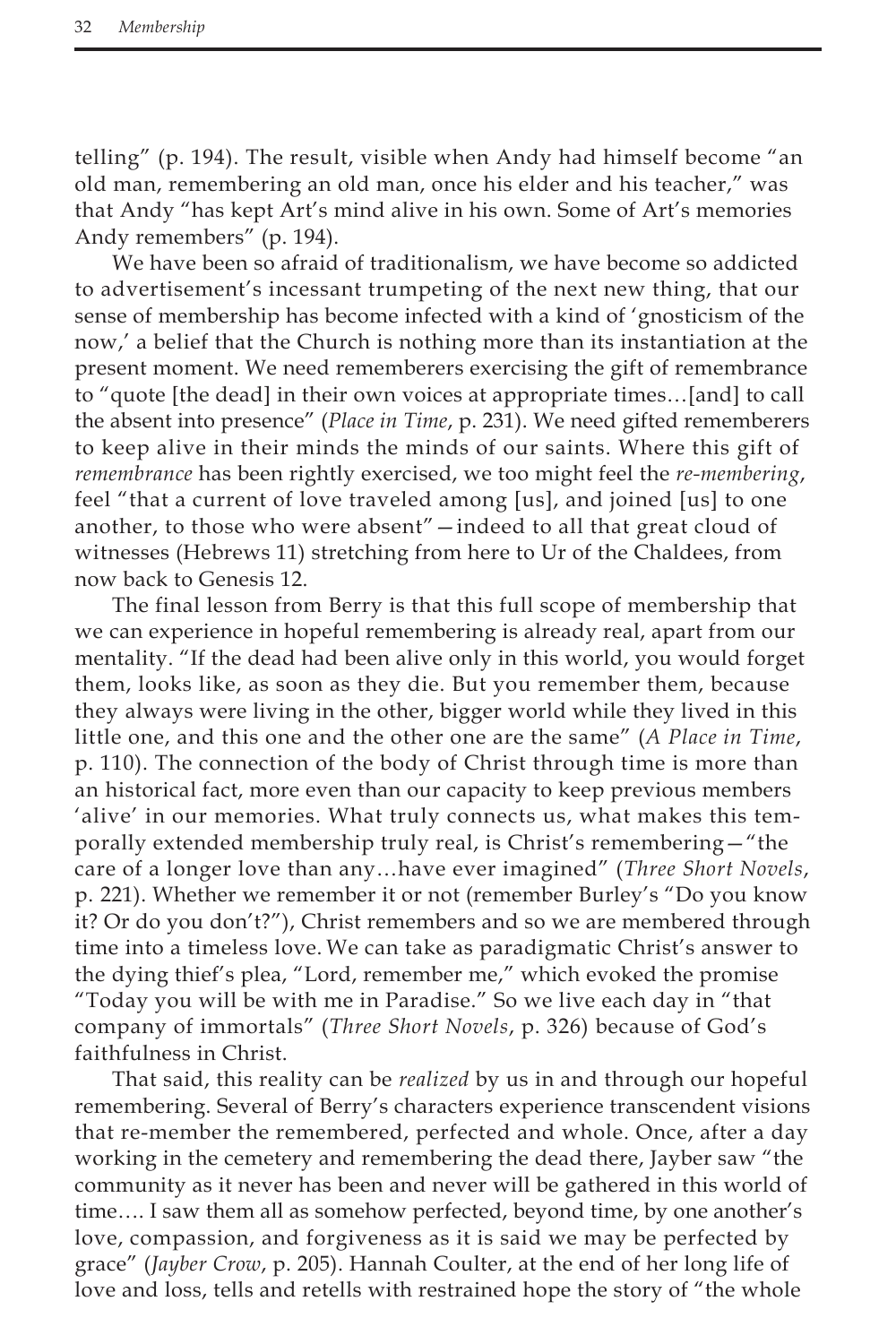telling" (p. 194). The result, visible when Andy had himself become "an old man, remembering an old man, once his elder and his teacher," was that Andy "has kept Art's mind alive in his own. Some of Art's memories Andy remembers" (p. 194).

We have been so afraid of traditionalism, we have become so addicted to advertisement's incessant trumpeting of the next new thing, that our sense of membership has become infected with a kind of 'gnosticism of the now,' a belief that the Church is nothing more than its instantiation at the present moment. We need rememberers exercising the gift of remembrance to "quote [the dead] in their own voices at appropriate times…[and] to call the absent into presence" (*Place in Time*, p. 231). We need gifted rememberers to keep alive in their minds the minds of our saints. Where this gift of *remembrance* has been rightly exercised, we too might feel the *re-membering*, feel "that a current of love traveled among [us], and joined [us] to one another, to those who were absent"—indeed to all that great cloud of witnesses (Hebrews 11) stretching from here to Ur of the Chaldees, from now back to Genesis 12.

The final lesson from Berry is that this full scope of membership that we can experience in hopeful remembering is already real, apart from our mentality. "If the dead had been alive only in this world, you would forget them, looks like, as soon as they die. But you remember them, because they always were living in the other, bigger world while they lived in this little one, and this one and the other one are the same" (*A Place in Time*, p. 110). The connection of the body of Christ through time is more than an historical fact, more even than our capacity to keep previous members 'alive' in our memories. What truly connects us, what makes this temporally extended membership truly real, is Christ's remembering—"the care of a longer love than any…have ever imagined" (*Three Short Novels*, p. 221). Whether we remember it or not (remember Burley's "Do you know it? Or do you don't?"), Christ remembers and so we are membered through time into a timeless love. We can take as paradigmatic Christ's answer to the dying thief's plea, "Lord, remember me," which evoked the promise "Today you will be with me in Paradise." So we live each day in "that company of immortals" (*Three Short Novels*, p. 326) because of God's faithfulness in Christ.

That said, this reality can be *realized* by us in and through our hopeful remembering. Several of Berry's characters experience transcendent visions that re-member the remembered, perfected and whole. Once, after a day working in the cemetery and remembering the dead there, Jayber saw "the community as it never has been and never will be gathered in this world of time…. I saw them all as somehow perfected, beyond time, by one another's love, compassion, and forgiveness as it is said we may be perfected by grace" (*Jayber Crow*, p. 205). Hannah Coulter, at the end of her long life of love and loss, tells and retells with restrained hope the story of "the whole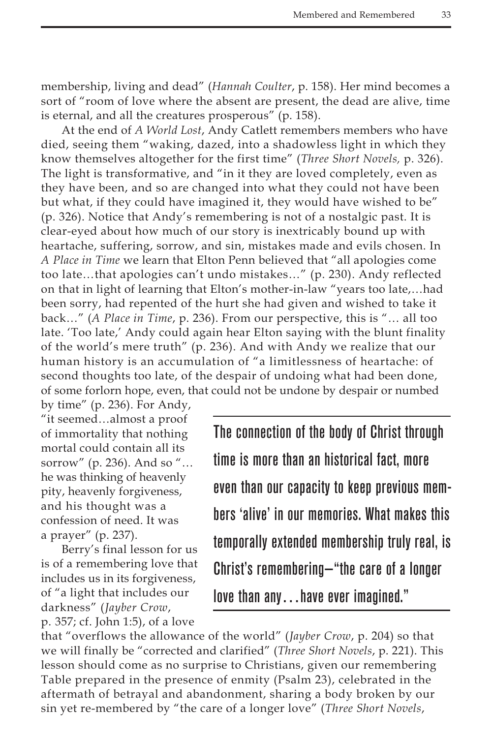membership, living and dead" (*Hannah Coulter*, p. 158). Her mind becomes a sort of "room of love where the absent are present, the dead are alive, time is eternal, and all the creatures prosperous" (p. 158).

At the end of *A World Lost*, Andy Catlett remembers members who have died, seeing them "waking, dazed, into a shadowless light in which they know themselves altogether for the first time" (*Three Short Novels,* p. 326). The light is transformative, and "in it they are loved completely, even as they have been, and so are changed into what they could not have been but what, if they could have imagined it, they would have wished to be" (p. 326). Notice that Andy's remembering is not of a nostalgic past. It is clear-eyed about how much of our story is inextricably bound up with heartache, suffering, sorrow, and sin, mistakes made and evils chosen. In *A Place in Time* we learn that Elton Penn believed that "all apologies come too late…that apologies can't undo mistakes…" (p. 230). Andy reflected on that in light of learning that Elton's mother-in-law "years too late,…had been sorry, had repented of the hurt she had given and wished to take it back…" (*A Place in Time*, p. 236). From our perspective, this is "… all too late. 'Too late,' Andy could again hear Elton saying with the blunt finality of the world's mere truth" (p. 236). And with Andy we realize that our human history is an accumulation of "a limitlessness of heartache: of second thoughts too late, of the despair of undoing what had been done, of some forlorn hope, even, that could not be undone by despair or numbed by time" (p. 236). For Andy, "it seemed…almost a proof of immortality that nothing mortal could contain all its sorrow" (p. 236). And so "… he was thinking of heavenly pity, heavenly forgiveness, and his thought was a confession of need. It was a prayer" (p. 237).

> **The connection of the body of Christ through time is more than an historical fact, more even than our capacity to keep previous members 'alive' in our memories. What makes this temporally extended membership truly real, is Christ's remembering—"the care of a longer love than any…have ever imagined."**

Berry's final lesson for us is of a remembering love that includes us in its forgiveness, of "a light that includes our darkness" (*Jayber Crow*, p. 357; cf. John 1:5), of a love that "overflows the allowance of the world" (*Jayber Crow*, p. 204) so that we will finally be "corrected and clarified" (*Three Short Novels*, p. 221). This lesson should come as no surprise to Christians, given our remembering Table prepared in the presence of enmity (Psalm 23), celebrated in the aftermath of betrayal and abandonment, sharing a body broken by our sin yet re-membered by "the care of a longer love" (*Three Short Novels*,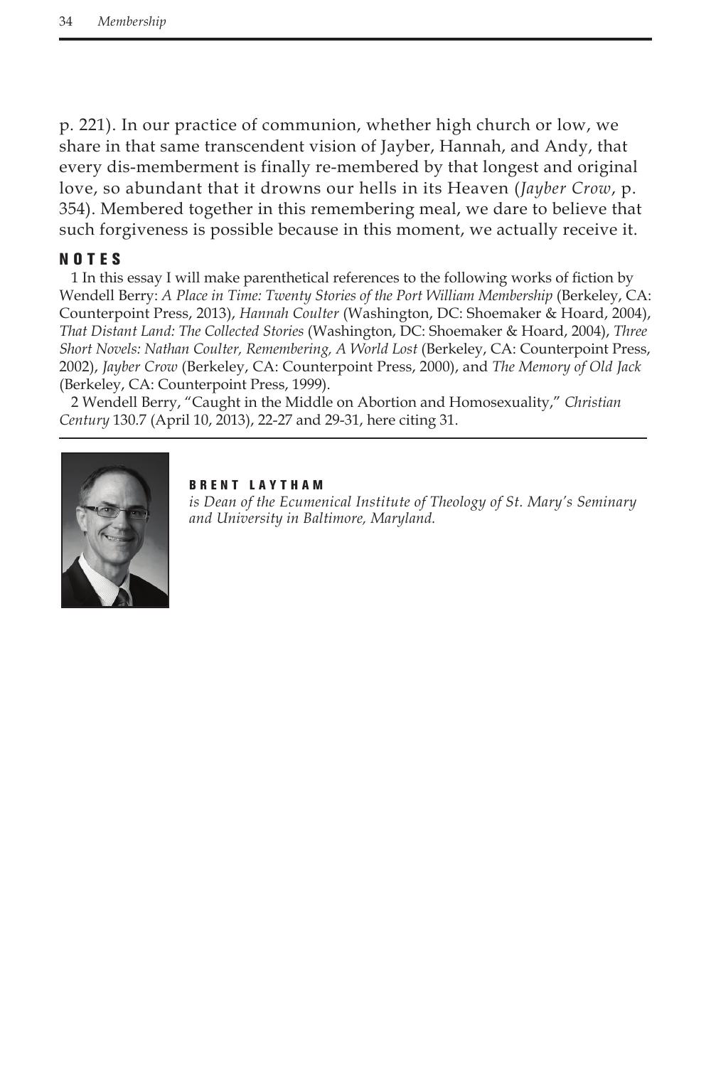p. 221). In our practice of communion, whether high church or low, we share in that same transcendent vision of Jayber, Hannah, and Andy, that every dis-memberment is finally re-membered by that longest and original love, so abundant that it drowns our hells in its Heaven (*Jayber Crow*, p. 354). Membered together in this remembering meal, we dare to believe that such forgiveness is possible because in this moment, we actually receive it.

## NOTES

1 In this essay I will make parenthetical references to the following works of fiction by Wendell Berry: *A Place in Time: Twenty Stories of the Port William Membership* (Berkeley, CA: Counterpoint Press, 2013), *Hannah Coulter* (Washington, DC: Shoemaker & Hoard, 2004), *That Distant Land: The Collected Stories* (Washington, DC: Shoemaker & Hoard, 2004), *Three Short Novels: Nathan Coulter, Remembering, A World Lost* (Berkeley, CA: Counterpoint Press, 2002), *Jayber Crow* (Berkeley, CA: Counterpoint Press, 2000), and *The Memory of Old Jack* (Berkeley, CA: Counterpoint Press, 1999).

2 Wendell Berry, "Caught in the Middle on Abortion and Homosexuality," *Christian Century* 130.7 (April 10, 2013), 22-27 and 29-31, here citing 31.

**BRENT LAYTHAM**
*is Dean of the Ecumenical Institute of Theology of St. Mary's Seminary and University in Baltimore, Maryland.*